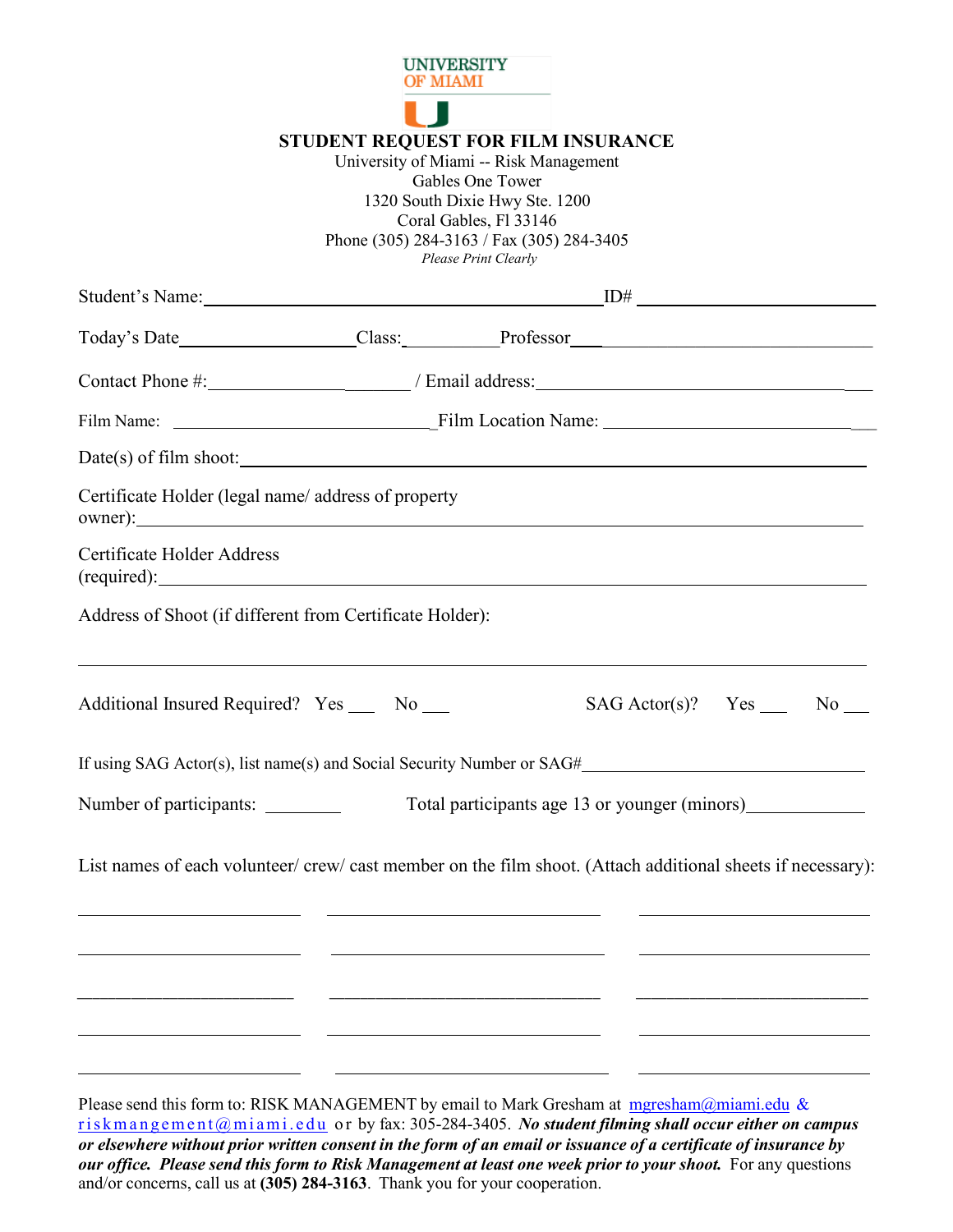UNIVERSITY OF MIAMI

# STUDENT REQUEST FOR FILM INSURANCE

University of Miami -- Risk Management
Gables One Tower
1320 South Dixie Hwy Ste. 1200
Coral Gables, Fl 33146
Phone (305) 284-3163 / Fax (305) 284-3405
*Please Print Clearly*

Student's Name:_______________________________________ ID# ____________________

Today's Date________________ Class:__________ Professor______________________________

Contact Phone #:______________________ / Email address:_________________________________

Film Name: ___________________________ Film Location Name: __________________________

Date(s) of film shoot:__________________________________________________________________

Certificate Holder (legal name/ address of property owner):_________________________________________________________________

Certificate Holder Address (required):______________________________________________________________

Address of Shoot (if different from Certificate Holder):

_____________________________________________________________________________

Additional Insured Required? Yes ___ No ___ SAG Actor(s)? Yes ___ No ___

If using SAG Actor(s), list name(s) and Social Security Number or SAG#_____________________________

Number of participants: ________ Total participants age 13 or younger (minors)____________

List names of each volunteer/ crew/ cast member on the film shoot. (Attach additional sheets if necessary):

________________________ ______________________________ _________________________

________________________ ______________________________ _________________________

________________________ ______________________________ _________________________

________________________ ______________________________ _________________________

________________________ ______________________________ _________________________

Please send this form to: RISK MANAGEMENT by email to Mark Gresham at mgresham@miami.edu & riskmangement@miami.edu or by fax: 305-284-3405. ***No student filming shall occur either on campus or elsewhere without prior written consent in the form of an email or issuance of a certificate of insurance by our office. Please send this form to Risk Management at least one week prior to your shoot.*** For any questions and/or concerns, call us at **(305) 284-3163**. Thank you for your cooperation.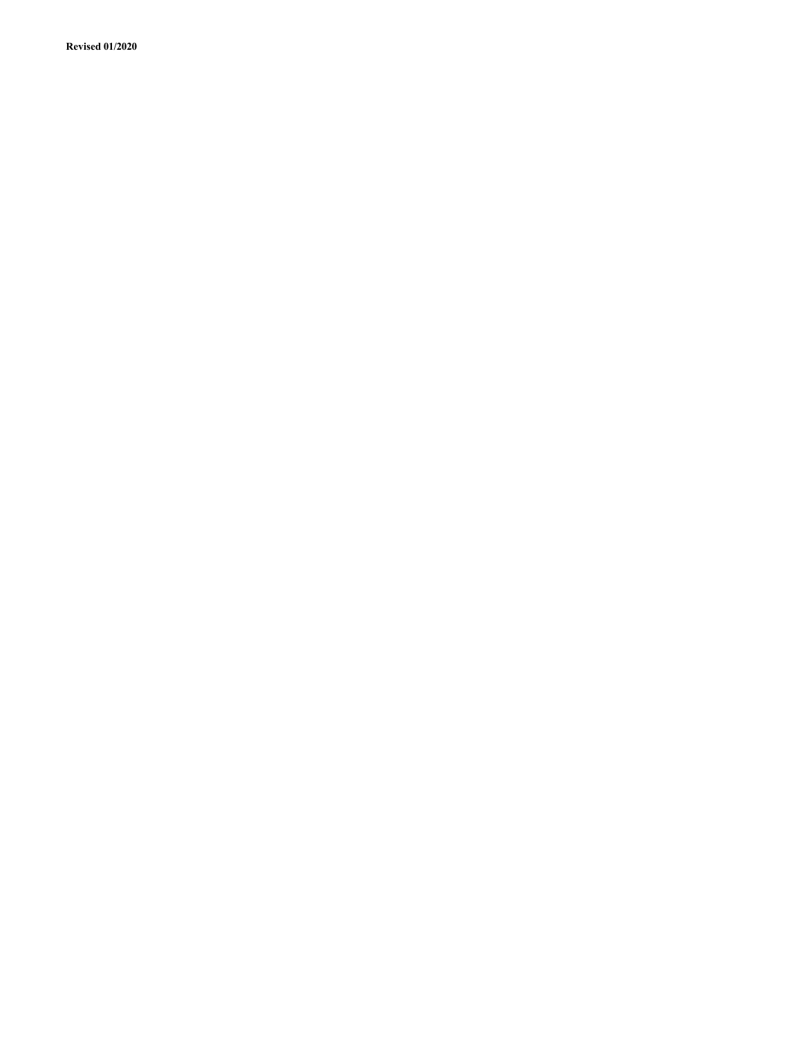**Revised 01/2020**